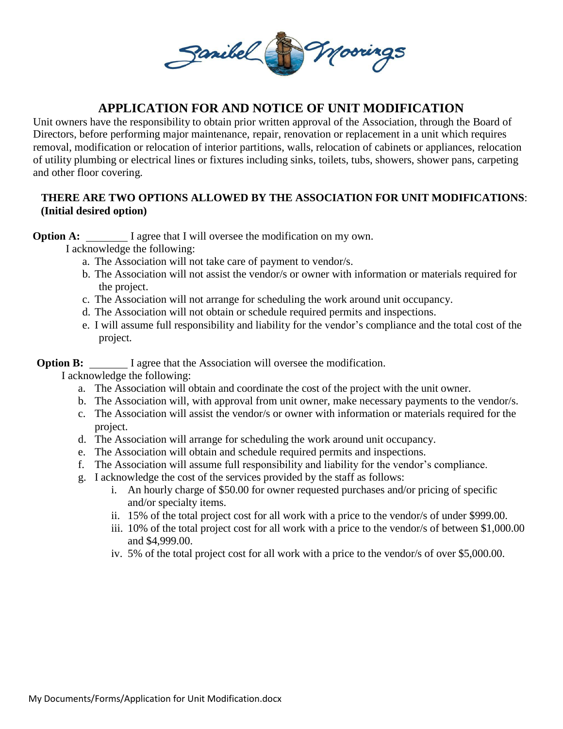# APPLICATION FOR AND NOTICE OF UNIT MODIFICATION

Unit owners have the responsibility to obtain prior written approval of the Association, through the Board of Directors, before performing major maintenance, repair, renovation or replacement in a unit which requires removal, modification or relocation of interior partitions, walls, relocation of cabinets or appliances, relocation of utility plumbing or electrical lines or fixtures including sinks, toilets, tubs, showers, shower pans, carpeting and other floor covering.

**THERE ARE TWO OPTIONS ALLOWED BY THE ASSOCIATION FOR UNIT MODIFICATIONS**:
**(Initial desired option)**

**Option A:** _______ I agree that I will oversee the modification on my own.

I acknowledge the following:

a. The Association will not take care of payment to vendor/s.
b. The Association will not assist the vendor/s or owner with information or materials required for the project.
c. The Association will not arrange for scheduling the work around unit occupancy.
d. The Association will not obtain or schedule required permits and inspections.
e. I will assume full responsibility and liability for the vendor's compliance and the total cost of the project.

**Option B:** _______ I agree that the Association will oversee the modification.

I acknowledge the following:

a. The Association will obtain and coordinate the cost of the project with the unit owner.
b. The Association will, with approval from unit owner, make necessary payments to the vendor/s.
c. The Association will assist the vendor/s or owner with information or materials required for the project.
d. The Association will arrange for scheduling the work around unit occupancy.
e. The Association will obtain and schedule required permits and inspections.
f. The Association will assume full responsibility and liability for the vendor's compliance.
g. I acknowledge the cost of the services provided by the staff as follows:
   i. An hourly charge of $50.00 for owner requested purchases and/or pricing of specific and/or specialty items.
   ii. 15% of the total project cost for all work with a price to the vendor/s of under $999.00.
   iii. 10% of the total project cost for all work with a price to the vendor/s of between $1,000.00 and $4,999.00.
   iv. 5% of the total project cost for all work with a price to the vendor/s of over $5,000.00.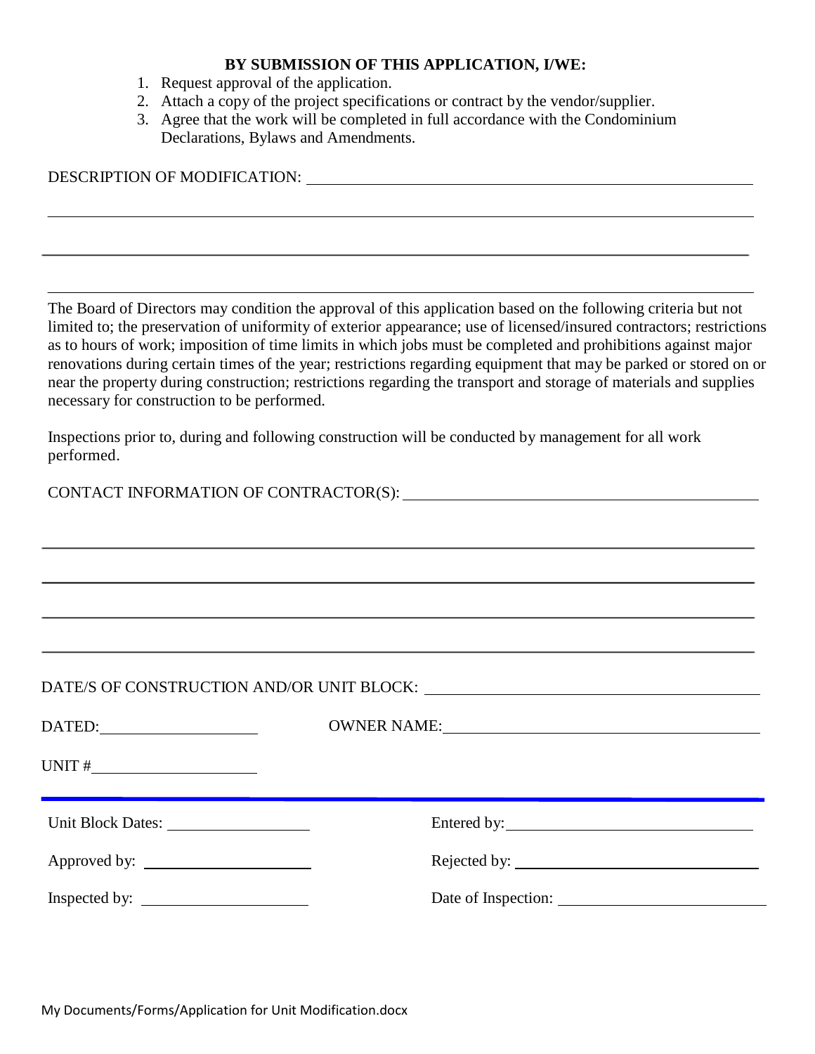**BY SUBMISSION OF THIS APPLICATION, I/WE:**

1. Request approval of the application.
2. Attach a copy of the project specifications or contract by the vendor/supplier.
3. Agree that the work will be completed in full accordance with the Condominium Declarations, Bylaws and Amendments.

DESCRIPTION OF MODIFICATION: ______________________________________________

______________________________________________________________________

______________________________________________________________________

______________________________________________________________________

The Board of Directors may condition the approval of this application based on the following criteria but not limited to; the preservation of uniformity of exterior appearance; use of licensed/insured contractors; restrictions as to hours of work; imposition of time limits in which jobs must be completed and prohibitions against major renovations during certain times of the year; restrictions regarding equipment that may be parked or stored on or near the property during construction; restrictions regarding the transport and storage of materials and supplies necessary for construction to be performed.

Inspections prior to, during and following construction will be conducted by management for all work performed.

CONTACT INFORMATION OF CONTRACTOR(S): ________________________________

______________________________________________________________________

______________________________________________________________________

______________________________________________________________________

______________________________________________________________________

DATE/S OF CONSTRUCTION AND/OR UNIT BLOCK: ____________________________

DATED: ____________________ OWNER NAME: ____________________________

UNIT # ____________________

---

Unit Block Dates: ____________________ Entered by: ____________________

Approved by: ____________________ Rejected by: ____________________

Inspected by: ____________________ Date of Inspection: ____________________

My Documents/Forms/Application for Unit Modification.docx